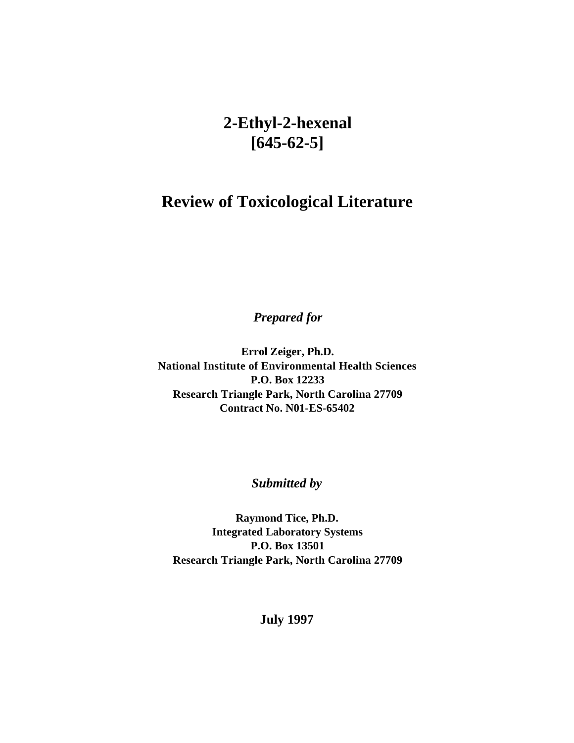# 2-Ethyl-2-hexenal
# [645-62-5]

## Review of Toxicological Literature

***Prepared for***

**Errol Zeiger, Ph.D.**
**National Institute of Environmental Health Sciences**
**P.O. Box 12233**
**Research Triangle Park, North Carolina 27709**
**Contract No. N01-ES-65402**

***Submitted by***

**Raymond Tice, Ph.D.**
**Integrated Laboratory Systems**
**P.O. Box 13501**
**Research Triangle Park, North Carolina 27709**

**July 1997**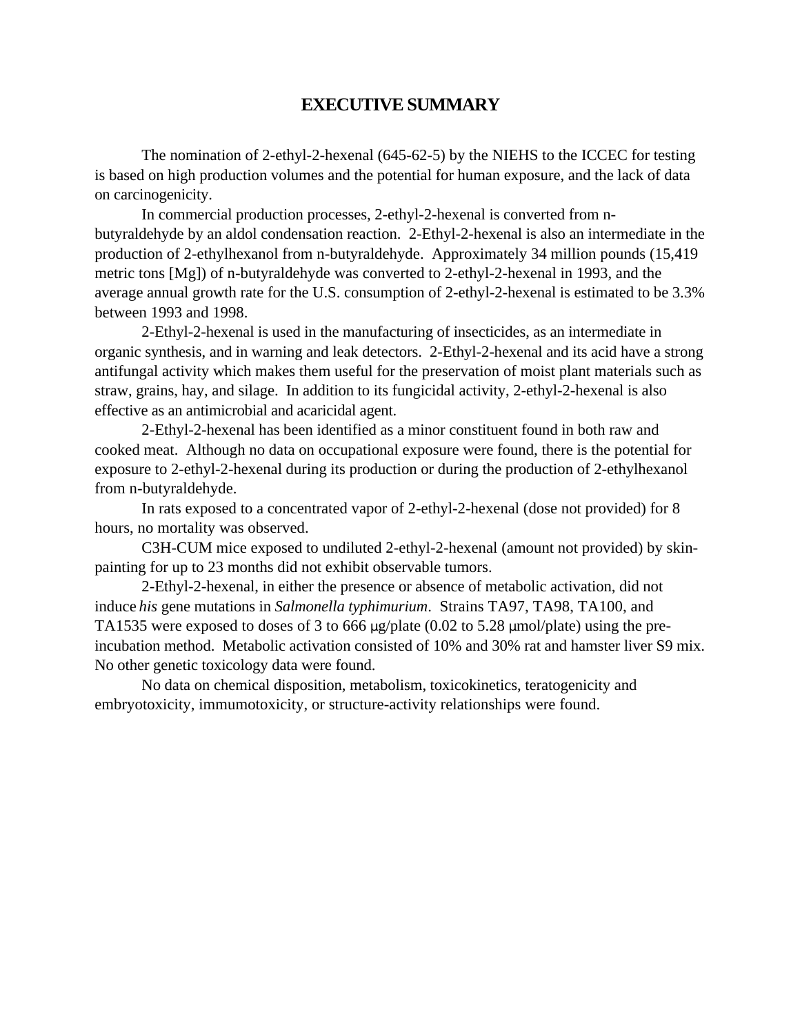# EXECUTIVE SUMMARY

The nomination of 2-ethyl-2-hexenal (645-62-5) by the NIEHS to the ICCEC for testing is based on high production volumes and the potential for human exposure, and the lack of data on carcinogenicity.

In commercial production processes, 2-ethyl-2-hexenal is converted from n-butyraldehyde by an aldol condensation reaction. 2-Ethyl-2-hexenal is also an intermediate in the production of 2-ethylhexanol from n-butyraldehyde. Approximately 34 million pounds (15,419 metric tons [Mg]) of n-butyraldehyde was converted to 2-ethyl-2-hexenal in 1993, and the average annual growth rate for the U.S. consumption of 2-ethyl-2-hexenal is estimated to be 3.3% between 1993 and 1998.

2-Ethyl-2-hexenal is used in the manufacturing of insecticides, as an intermediate in organic synthesis, and in warning and leak detectors. 2-Ethyl-2-hexenal and its acid have a strong antifungal activity which makes them useful for the preservation of moist plant materials such as straw, grains, hay, and silage. In addition to its fungicidal activity, 2-ethyl-2-hexenal is also effective as an antimicrobial and acaricidal agent.

2-Ethyl-2-hexenal has been identified as a minor constituent found in both raw and cooked meat. Although no data on occupational exposure were found, there is the potential for exposure to 2-ethyl-2-hexenal during its production or during the production of 2-ethylhexanol from n-butyraldehyde.

In rats exposed to a concentrated vapor of 2-ethyl-2-hexenal (dose not provided) for 8 hours, no mortality was observed.

C3H-CUM mice exposed to undiluted 2-ethyl-2-hexenal (amount not provided) by skin-painting for up to 23 months did not exhibit observable tumors.

2-Ethyl-2-hexenal, in either the presence or absence of metabolic activation, did not induce *his* gene mutations in *Salmonella typhimurium*. Strains TA97, TA98, TA100, and TA1535 were exposed to doses of 3 to 666 μg/plate (0.02 to 5.28 μmol/plate) using the pre-incubation method. Metabolic activation consisted of 10% and 30% rat and hamster liver S9 mix. No other genetic toxicology data were found.

No data on chemical disposition, metabolism, toxicokinetics, teratogenicity and embryotoxicity, immumotoxicity, or structure-activity relationships were found.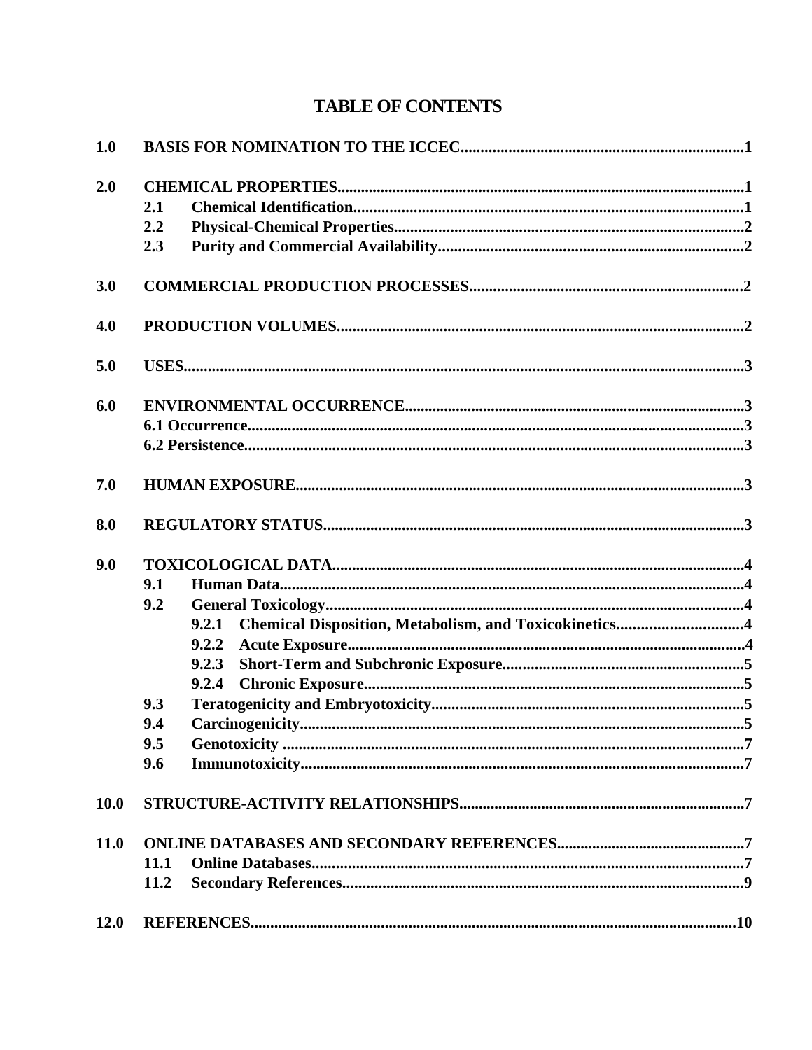# TABLE OF CONTENTS

| | | |
|---|---|---|
| **1.0** | **BASIS FOR NOMINATION TO THE ICCEC** | **1** |
| **2.0** | **CHEMICAL PROPERTIES** | **1** |
| | **2.1 Chemical Identification** | **1** |
| | **2.2 Physical-Chemical Properties** | **2** |
| | **2.3 Purity and Commercial Availability** | **2** |
| **3.0** | **COMMERCIAL PRODUCTION PROCESSES** | **2** |
| **4.0** | **PRODUCTION VOLUMES** | **2** |
| **5.0** | **USES** | **3** |
| **6.0** | **ENVIRONMENTAL OCCURRENCE** | **3** |
| | **6.1 Occurrence** | **3** |
| | **6.2 Persistence** | **3** |
| **7.0** | **HUMAN EXPOSURE** | **3** |
| **8.0** | **REGULATORY STATUS** | **3** |
| **9.0** | **TOXICOLOGICAL DATA** | **4** |
| | **9.1 Human Data** | **4** |
| | **9.2 General Toxicology** | **4** |
| | **9.2.1 Chemical Disposition, Metabolism, and Toxicokinetics** | **4** |
| | **9.2.2 Acute Exposure** | **4** |
| | **9.2.3 Short-Term and Subchronic Exposure** | **5** |
| | **9.2.4 Chronic Exposure** | **5** |
| | **9.3 Teratogenicity and Embryotoxicity** | **5** |
| | **9.4 Carcinogenicity** | **5** |
| | **9.5 Genotoxicity** | **7** |
| | **9.6 Immunotoxicity** | **7** |
| **10.0** | **STRUCTURE-ACTIVITY RELATIONSHIPS** | **7** |
| **11.0** | **ONLINE DATABASES AND SECONDARY REFERENCES** | **7** |
| | **11.1 Online Databases** | **7** |
| | **11.2 Secondary References** | **9** |
| **12.0** | **REFERENCES** | **10** |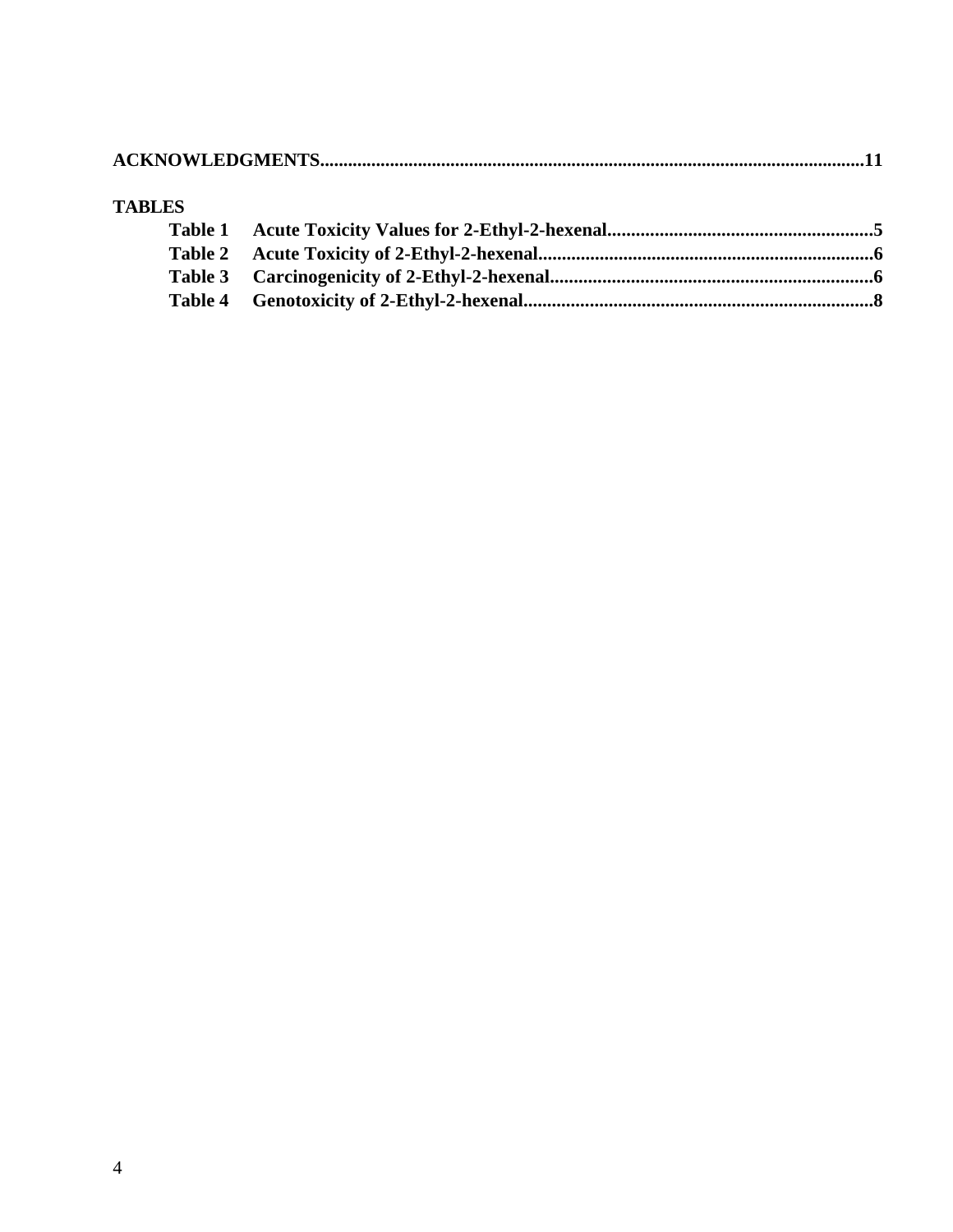**ACKNOWLEDGMENTS..................................................................................................................11**

**TABLES**

**Table 1 Acute Toxicity Values for 2-Ethyl-2-hexenal.......................................................5**

**Table 2 Acute Toxicity of 2-Ethyl-2-hexenal.....................................................................6**

**Table 3 Carcinogenicity of 2-Ethyl-2-hexenal..................................................................6**

**Table 4 Genotoxicity of 2-Ethyl-2-hexenal........................................................................8**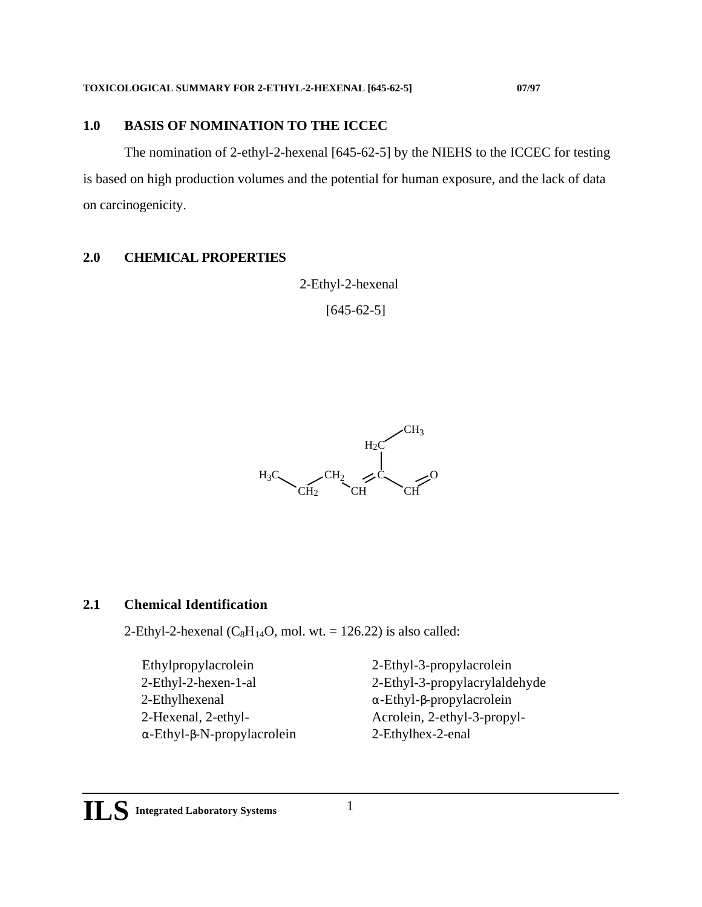## 1.0 BASIS OF NOMINATION TO THE ICCEC

The nomination of 2-ethyl-2-hexenal [645-62-5] by the NIEHS to the ICCEC for testing is based on high production volumes and the potential for human exposure, and the lack of data on carcinogenicity.

## 2.0 CHEMICAL PROPERTIES

2-Ethyl-2-hexenal

[645-62-5]

### 2.1 Chemical Identification

2-Ethyl-2-hexenal ($C_8H_{14}O$, mol. wt. = 126.22) is also called:

- Ethylpropylacrolein
- 2-Ethyl-2-hexen-1-al
- 2-Ethylhexenal
- 2-Hexenal, 2-ethyl-
- α-Ethyl-β-N-propylacrolein
- 2-Ethyl-3-propylacrolein
- 2-Ethyl-3-propylacrylaldehyde
- α-Ethyl-β-propylacrolein
- Acrolein, 2-ethyl-3-propyl-
- 2-Ethylhex-2-enal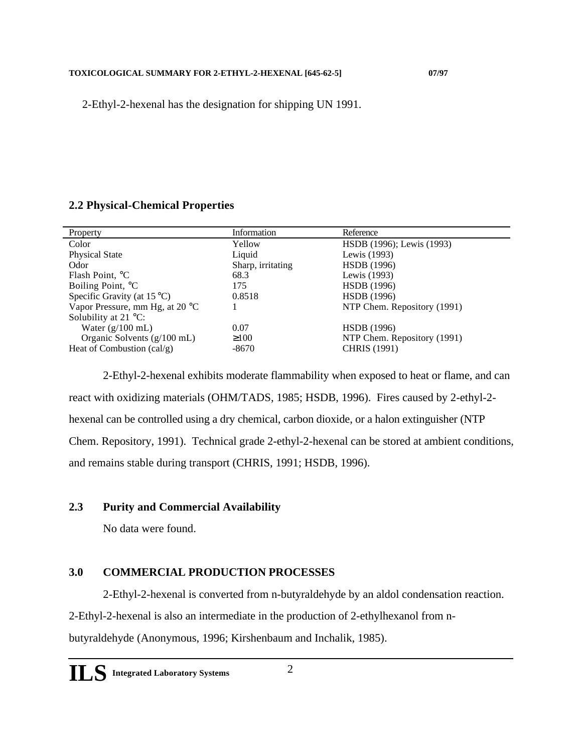2-Ethyl-2-hexenal has the designation for shipping UN 1991.

## 2.2 Physical-Chemical Properties

| Property | Information | Reference |
|---|---|---|
| Color | Yellow | HSDB (1996); Lewis (1993) |
| Physical State | Liquid | Lewis (1993) |
| Odor | Sharp, irritating | HSDB (1996) |
| Flash Point, °C | 68.3 | Lewis (1993) |
| Boiling Point, °C | 175 | HSDB (1996) |
| Specific Gravity (at 15 °C) | 0.8518 | HSDB (1996) |
| Vapor Pressure, mm Hg, at 20 °C | 1 | NTP Chem. Repository (1991) |
| Solubility at 21 °C: | | |
| Water (g/100 mL) | 0.07 | HSDB (1996) |
| Organic Solvents (g/100 mL) | ≥100 | NTP Chem. Repository (1991) |
| Heat of Combustion (cal/g) | -8670 | CHRIS (1991) |

2-Ethyl-2-hexenal exhibits moderate flammability when exposed to heat or flame, and can react with oxidizing materials (OHM/TADS, 1985; HSDB, 1996). Fires caused by 2-ethyl-2-hexenal can be controlled using a dry chemical, carbon dioxide, or a halon extinguisher (NTP Chem. Repository, 1991). Technical grade 2-ethyl-2-hexenal can be stored at ambient conditions, and remains stable during transport (CHRIS, 1991; HSDB, 1996).

## 2.3 Purity and Commercial Availability

No data were found.

# 3.0 COMMERCIAL PRODUCTION PROCESSES

2-Ethyl-2-hexenal is converted from n-butyraldehyde by an aldol condensation reaction. 2-Ethyl-2-hexenal is also an intermediate in the production of 2-ethylhexanol from n-butyraldehyde (Anonymous, 1996; Kirshenbaum and Inchalik, 1985).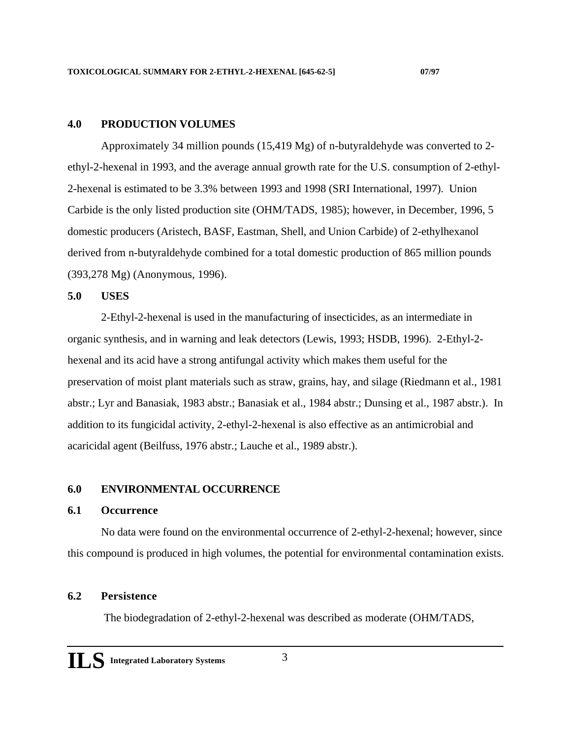## 4.0 PRODUCTION VOLUMES

Approximately 34 million pounds (15,419 Mg) of n-butyraldehyde was converted to 2-ethyl-2-hexenal in 1993, and the average annual growth rate for the U.S. consumption of 2-ethyl-2-hexenal is estimated to be 3.3% between 1993 and 1998 (SRI International, 1997). Union Carbide is the only listed production site (OHM/TADS, 1985); however, in December, 1996, 5 domestic producers (Aristech, BASF, Eastman, Shell, and Union Carbide) of 2-ethylhexanol derived from n-butyraldehyde combined for a total domestic production of 865 million pounds (393,278 Mg) (Anonymous, 1996).

## 5.0 USES

2-Ethyl-2-hexenal is used in the manufacturing of insecticides, as an intermediate in organic synthesis, and in warning and leak detectors (Lewis, 1993; HSDB, 1996). 2-Ethyl-2-hexenal and its acid have a strong antifungal activity which makes them useful for the preservation of moist plant materials such as straw, grains, hay, and silage (Riedmann et al., 1981 abstr.; Lyr and Banasiak, 1983 abstr.; Banasiak et al., 1984 abstr.; Dunsing et al., 1987 abstr.). In addition to its fungicidal activity, 2-ethyl-2-hexenal is also effective as an antimicrobial and acaricidal agent (Beilfuss, 1976 abstr.; Lauche et al., 1989 abstr.).

## 6.0 ENVIRONMENTAL OCCURRENCE

### 6.1 Occurrence

No data were found on the environmental occurrence of 2-ethyl-2-hexenal; however, since this compound is produced in high volumes, the potential for environmental contamination exists.

### 6.2 Persistence

The biodegradation of 2-ethyl-2-hexenal was described as moderate (OHM/TADS,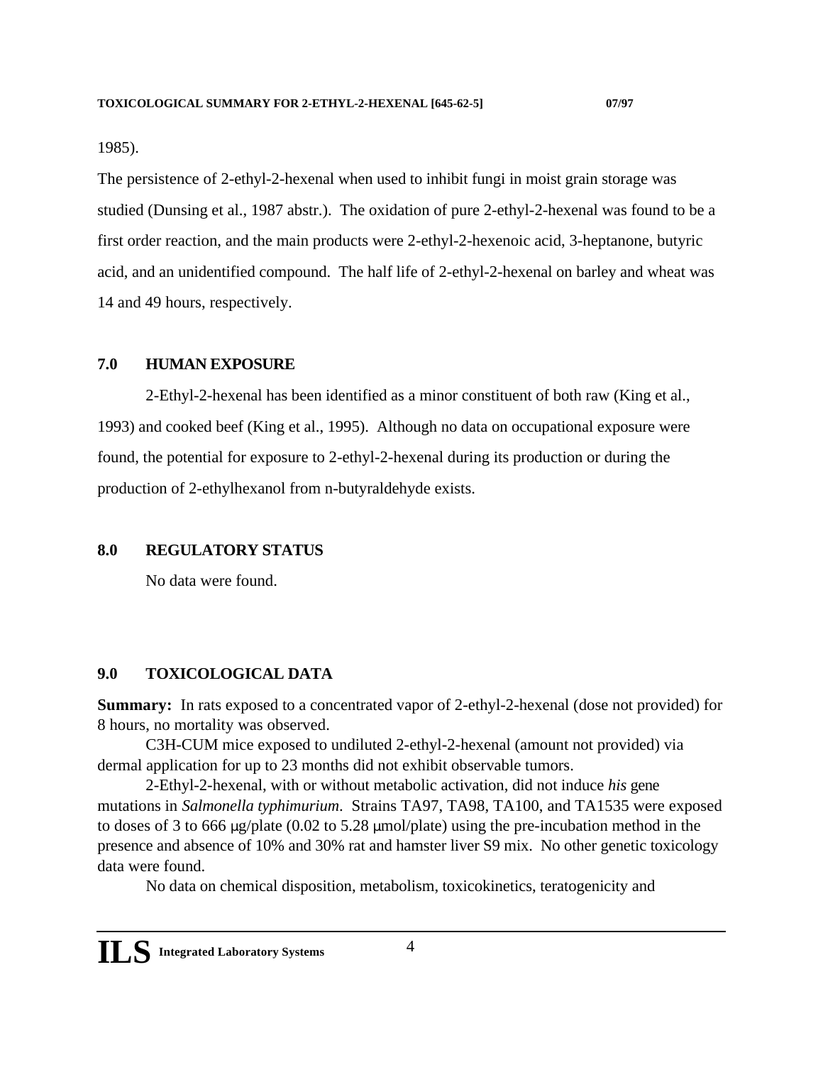1985).

The persistence of 2-ethyl-2-hexenal when used to inhibit fungi in moist grain storage was studied (Dunsing et al., 1987 abstr.). The oxidation of pure 2-ethyl-2-hexenal was found to be a first order reaction, and the main products were 2-ethyl-2-hexenoic acid, 3-heptanone, butyric acid, and an unidentified compound. The half life of 2-ethyl-2-hexenal on barley and wheat was 14 and 49 hours, respectively.

## 7.0 HUMAN EXPOSURE

2-Ethyl-2-hexenal has been identified as a minor constituent of both raw (King et al., 1993) and cooked beef (King et al., 1995). Although no data on occupational exposure were found, the potential for exposure to 2-ethyl-2-hexenal during its production or during the production of 2-ethylhexanol from n-butyraldehyde exists.

## 8.0 REGULATORY STATUS

No data were found.

## 9.0 TOXICOLOGICAL DATA

**Summary:** In rats exposed to a concentrated vapor of 2-ethyl-2-hexenal (dose not provided) for 8 hours, no mortality was observed.

C3H-CUM mice exposed to undiluted 2-ethyl-2-hexenal (amount not provided) via dermal application for up to 23 months did not exhibit observable tumors.

2-Ethyl-2-hexenal, with or without metabolic activation, did not induce *his* gene mutations in *Salmonella typhimurium*. Strains TA97, TA98, TA100, and TA1535 were exposed to doses of 3 to 666 μg/plate (0.02 to 5.28 μmol/plate) using the pre-incubation method in the presence and absence of 10% and 30% rat and hamster liver S9 mix. No other genetic toxicology data were found.

No data on chemical disposition, metabolism, toxicokinetics, teratogenicity and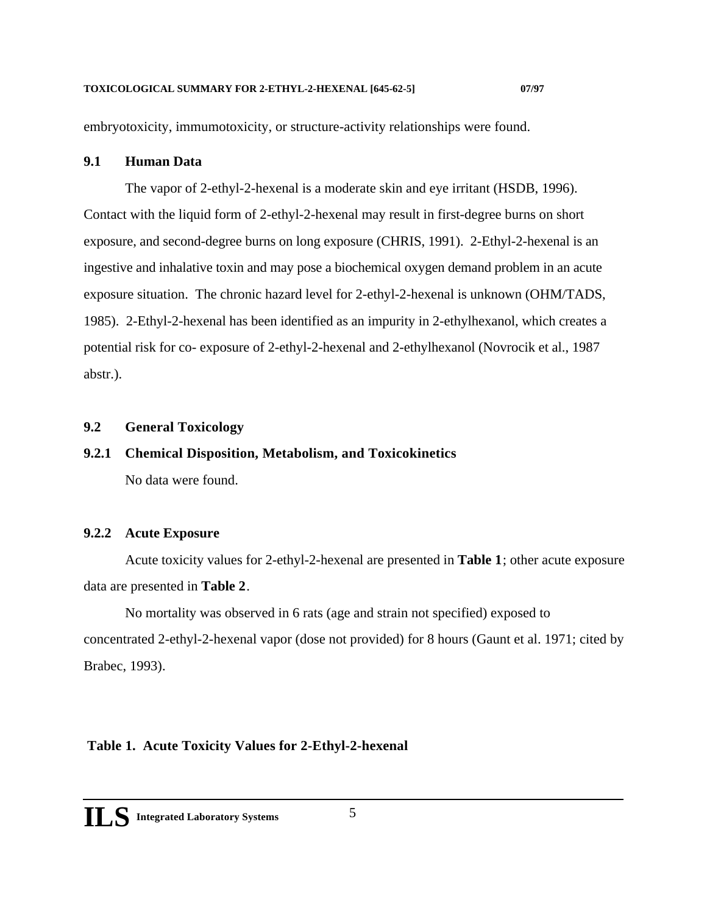embryotoxicity, immumotoxicity, or structure-activity relationships were found.

## 9.1 Human Data

The vapor of 2-ethyl-2-hexenal is a moderate skin and eye irritant (HSDB, 1996). Contact with the liquid form of 2-ethyl-2-hexenal may result in first-degree burns on short exposure, and second-degree burns on long exposure (CHRIS, 1991). 2-Ethyl-2-hexenal is an ingestive and inhalative toxin and may pose a biochemical oxygen demand problem in an acute exposure situation. The chronic hazard level for 2-ethyl-2-hexenal is unknown (OHM/TADS, 1985). 2-Ethyl-2-hexenal has been identified as an impurity in 2-ethylhexanol, which creates a potential risk for co- exposure of 2-ethyl-2-hexenal and 2-ethylhexanol (Novrocik et al., 1987 abstr.).

## 9.2 General Toxicology

### 9.2.1 Chemical Disposition, Metabolism, and Toxicokinetics

No data were found.

### 9.2.2 Acute Exposure

Acute toxicity values for 2-ethyl-2-hexenal are presented in **Table 1**; other acute exposure data are presented in **Table 2**.

No mortality was observed in 6 rats (age and strain not specified) exposed to concentrated 2-ethyl-2-hexenal vapor (dose not provided) for 8 hours (Gaunt et al. 1971; cited by Brabec, 1993).

**Table 1. Acute Toxicity Values for 2-Ethyl-2-hexenal**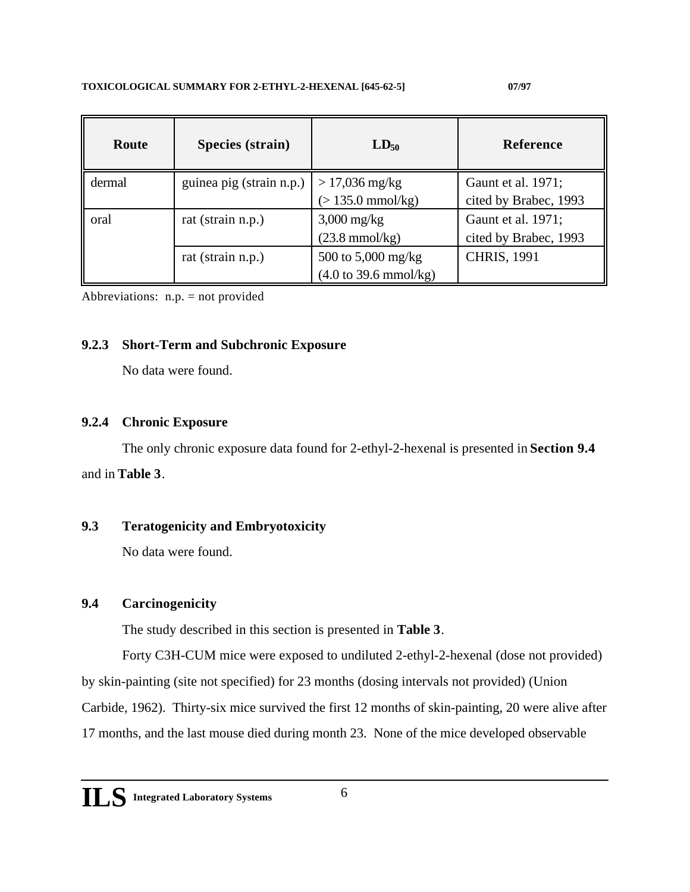| Route | Species (strain) | $LD_{50}$ | Reference |
|---|---|---|---|
| dermal | guinea pig (strain n.p.) | > 17,036 mg/kg (> 135.0 mmol/kg) | Gaunt et al. 1971; cited by Brabec, 1993 |
| oral | rat (strain n.p.) | 3,000 mg/kg (23.8 mmol/kg) | Gaunt et al. 1971; cited by Brabec, 1993 |
| | rat (strain n.p.) | 500 to 5,000 mg/kg (4.0 to 39.6 mmol/kg) | CHRIS, 1991 |

Abbreviations: n.p. = not provided

### 9.2.3 Short-Term and Subchronic Exposure

No data were found.

### 9.2.4 Chronic Exposure

The only chronic exposure data found for 2-ethyl-2-hexenal is presented in **Section 9.4** and in **Table 3**.

## 9.3 Teratogenicity and Embryotoxicity

No data were found.

## 9.4 Carcinogenicity

The study described in this section is presented in **Table 3**.

Forty C3H-CUM mice were exposed to undiluted 2-ethyl-2-hexenal (dose not provided) by skin-painting (site not specified) for 23 months (dosing intervals not provided) (Union Carbide, 1962). Thirty-six mice survived the first 12 months of skin-painting, 20 were alive after 17 months, and the last mouse died during month 23. None of the mice developed observable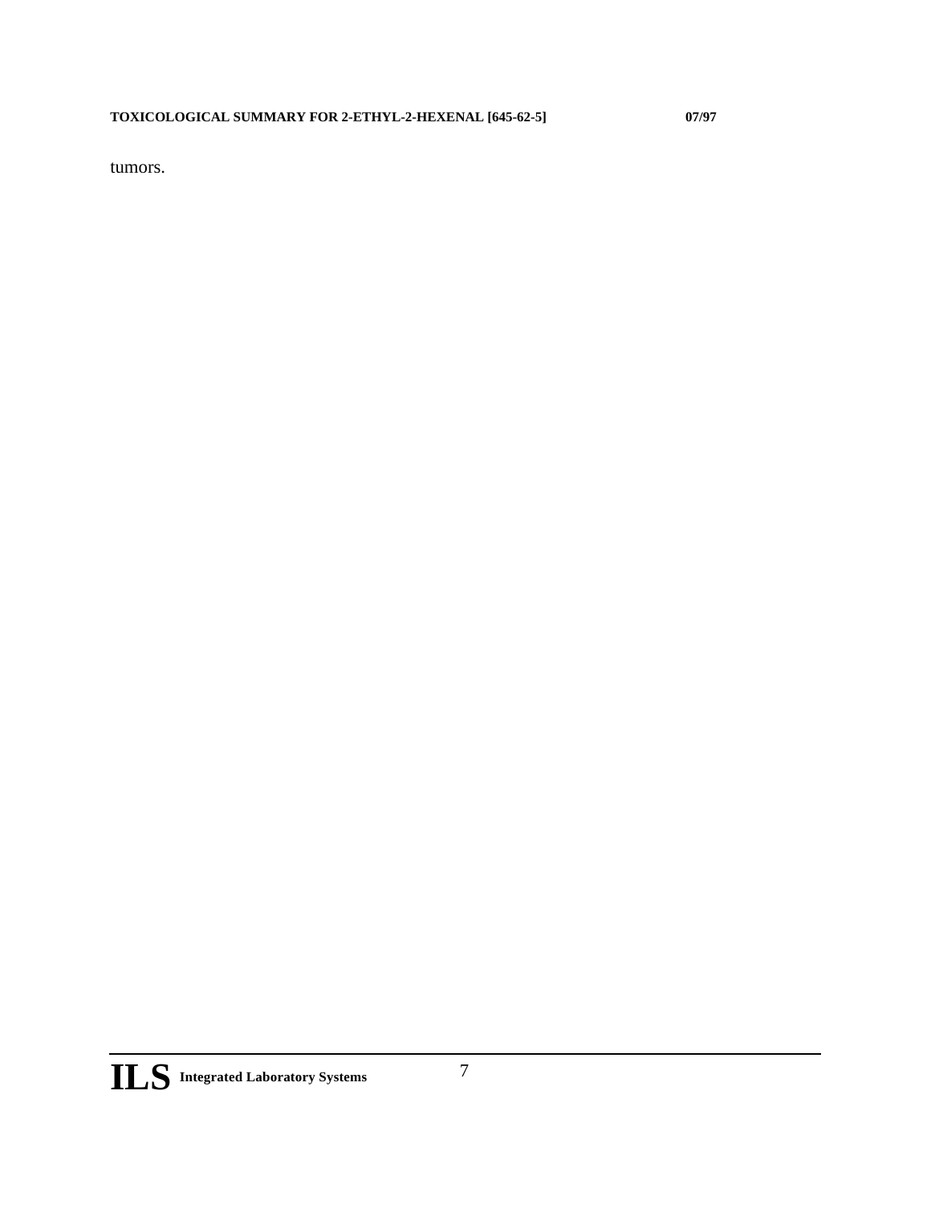tumors.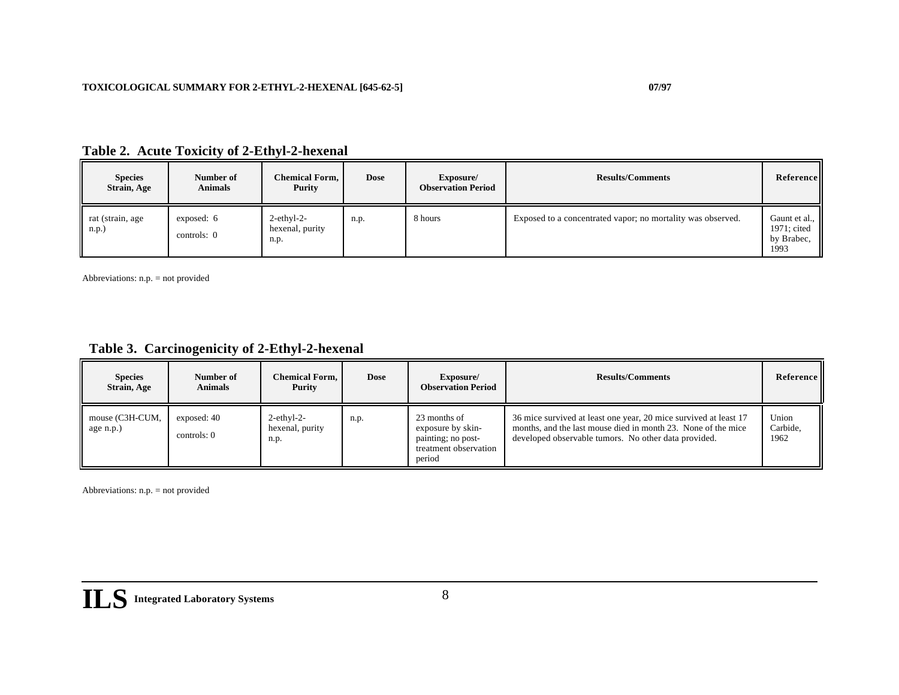## Table 2. Acute Toxicity of 2-Ethyl-2-hexenal

| Species Strain, Age | Number of Animals | Chemical Form, Purity | Dose | Exposure/ Observation Period | Results/Comments | Reference |
|---|---|---|---|---|---|---|
| rat (strain, age n.p.) | exposed: 6<br>controls: 0 | 2-ethyl-2-hexenal, purity n.p. | n.p. | 8 hours | Exposed to a concentrated vapor; no mortality was observed. | Gaunt et al., 1971; cited by Brabec, 1993 |

Abbreviations: n.p. = not provided

## Table 3. Carcinogenicity of 2-Ethyl-2-hexenal

| Species Strain, Age | Number of Animals | Chemical Form, Purity | Dose | Exposure/ Observation Period | Results/Comments | Reference |
|---|---|---|---|---|---|---|
| mouse (C3H-CUM, age n.p.) | exposed: 40<br>controls: 0 | 2-ethyl-2-hexenal, purity n.p. | n.p. | 23 months of exposure by skin-painting; no post-treatment observation period | 36 mice survived at least one year, 20 mice survived at least 17 months, and the last mouse died in month 23. None of the mice developed observable tumors. No other data provided. | Union Carbide, 1962 |

Abbreviations: n.p. = not provided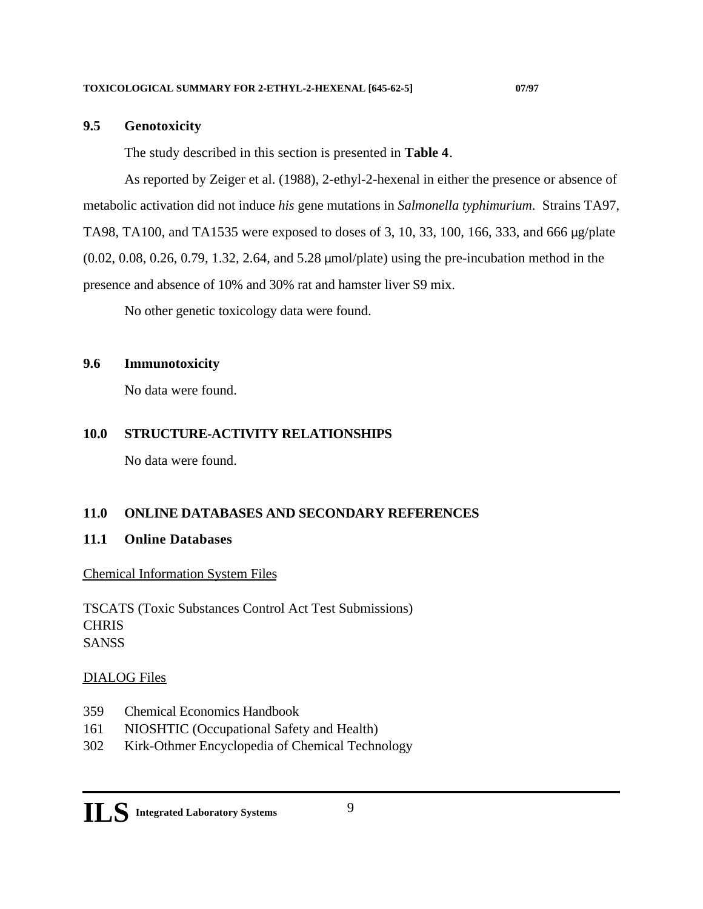### 9.5 Genotoxicity

The study described in this section is presented in **Table 4**.

As reported by Zeiger et al. (1988), 2-ethyl-2-hexenal in either the presence or absence of metabolic activation did not induce *his* gene mutations in *Salmonella typhimurium*. Strains TA97, TA98, TA100, and TA1535 were exposed to doses of 3, 10, 33, 100, 166, 333, and 666 μg/plate (0.02, 0.08, 0.26, 0.79, 1.32, 2.64, and 5.28 μmol/plate) using the pre-incubation method in the presence and absence of 10% and 30% rat and hamster liver S9 mix.

No other genetic toxicology data were found.

### 9.6 Immunotoxicity

No data were found.

## 10.0 STRUCTURE-ACTIVITY RELATIONSHIPS

No data were found.

## 11.0 ONLINE DATABASES AND SECONDARY REFERENCES

### 11.1 Online Databases

<u>Chemical Information System Files</u>

TSCATS (Toxic Substances Control Act Test Submissions)
CHRIS
SANSS

<u>DIALOG Files</u>

359 Chemical Economics Handbook
161 NIOSHTIC (Occupational Safety and Health)
302 Kirk-Othmer Encyclopedia of Chemical Technology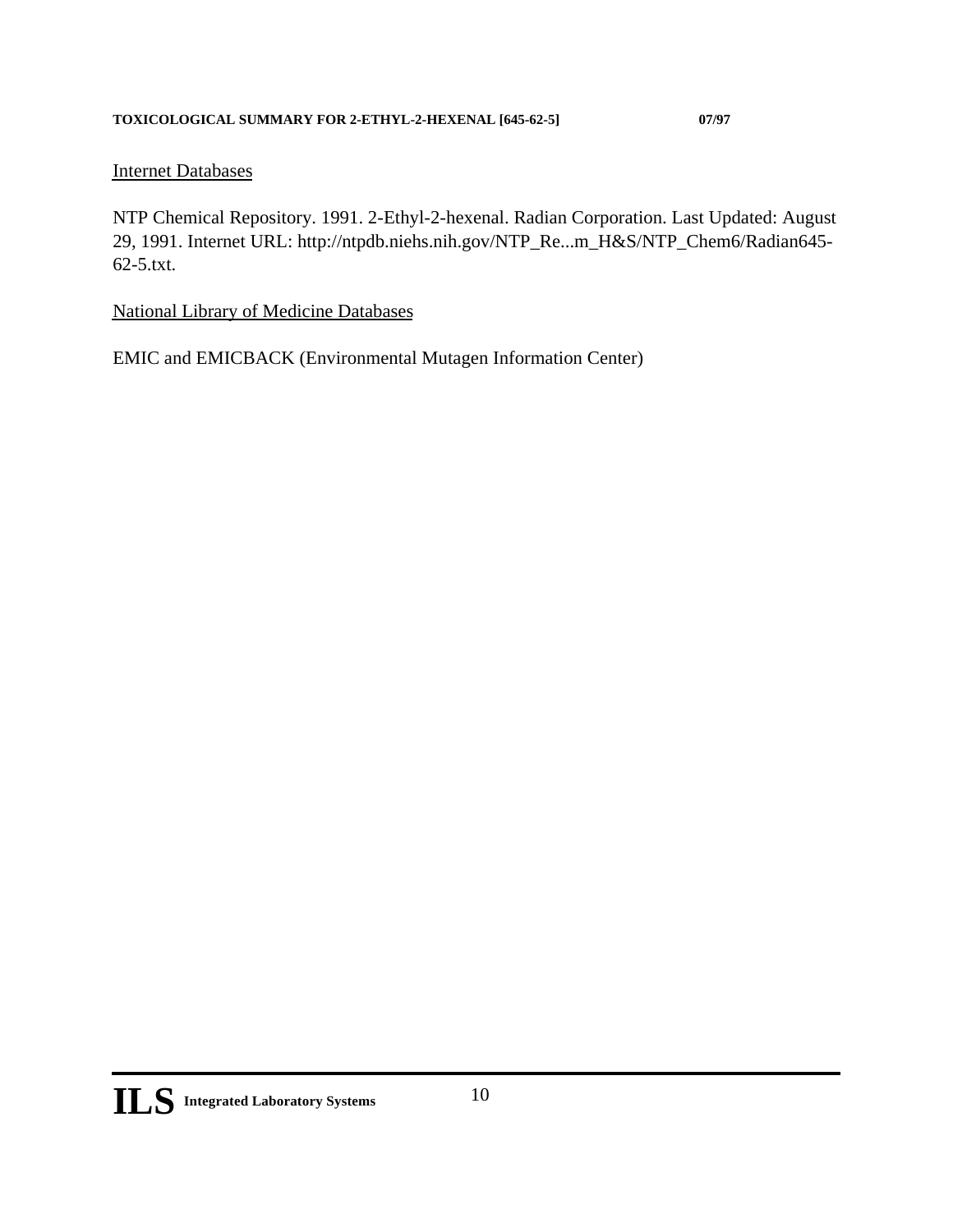Internet Databases

NTP Chemical Repository. 1991. 2-Ethyl-2-hexenal. Radian Corporation. Last Updated: August 29, 1991. Internet URL: http://ntpdb.niehs.nih.gov/NTP_Re...m_H&S/NTP_Chem6/Radian645-62-5.txt.

National Library of Medicine Databases

EMIC and EMICBACK (Environmental Mutagen Information Center)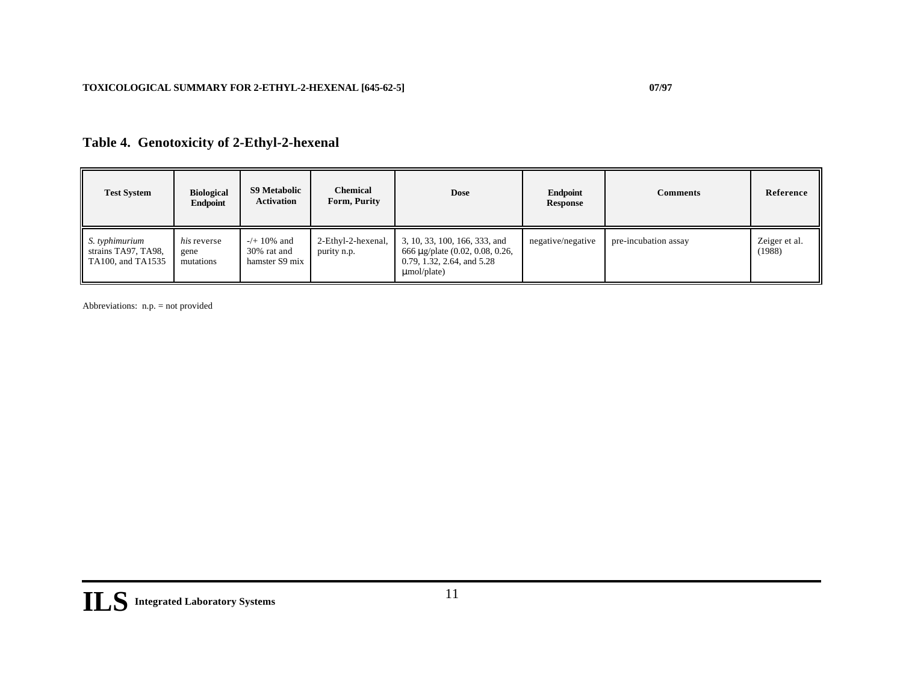## Table 4. Genotoxicity of 2-Ethyl-2-hexenal

| Test System | Biological Endpoint | S9 Metabolic Activation | Chemical Form, Purity | Dose | Endpoint Response | Comments | Reference |
|---|---|---|---|---|---|---|---|
| *S. typhimurium* strains TA97, TA98, TA100, and TA1535 | *his* reverse gene mutations | -/+ 10% and 30% rat and hamster S9 mix | 2-Ethyl-2-hexenal, purity n.p. | 3, 10, 33, 100, 166, 333, and 666 µg/plate (0.02, 0.08, 0.26, 0.79, 1.32, 2.64, and 5.28 µmol/plate) | negative/negative | pre-incubation assay | Zeiger et al. (1988) |

Abbreviations: n.p. = not provided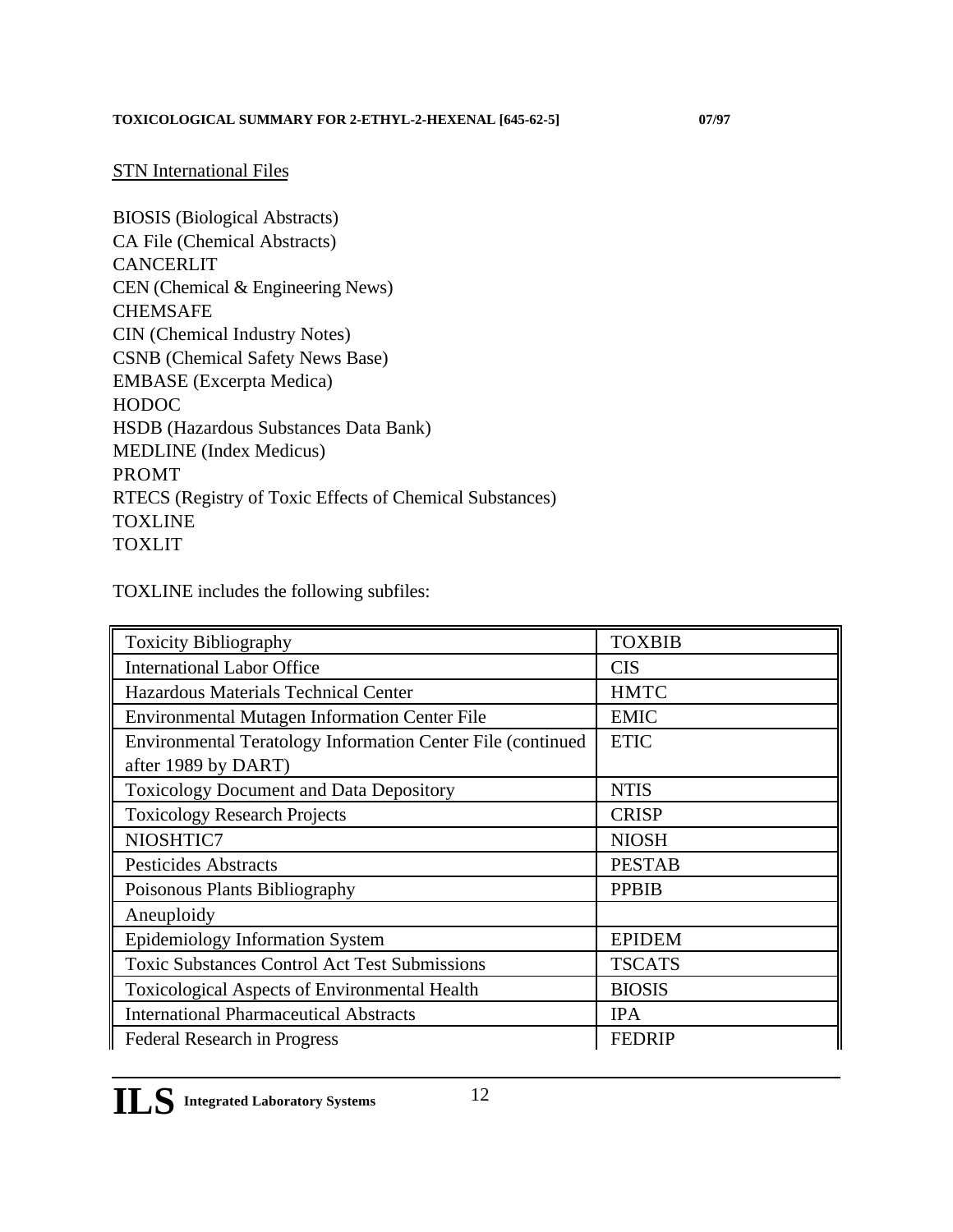STN International Files

BIOSIS (Biological Abstracts)
CA File (Chemical Abstracts)
CANCERLIT
CEN (Chemical & Engineering News)
CHEMSAFE
CIN (Chemical Industry Notes)
CSNB (Chemical Safety News Base)
EMBASE (Excerpta Medica)
HODOC
HSDB (Hazardous Substances Data Bank)
MEDLINE (Index Medicus)
PROMT
RTECS (Registry of Toxic Effects of Chemical Substances)
TOXLINE
TOXLIT

TOXLINE includes the following subfiles:

| | |
|---|---|
| Toxicity Bibliography | TOXBIB |
| International Labor Office | CIS |
| Hazardous Materials Technical Center | HMTC |
| Environmental Mutagen Information Center File | EMIC |
| Environmental Teratology Information Center File (continued after 1989 by DART) | ETIC |
| Toxicology Document and Data Depository | NTIS |
| Toxicology Research Projects | CRISP |
| NIOSHTIC7 | NIOSH |
| Pesticides Abstracts | PESTAB |
| Poisonous Plants Bibliography | PPBIB |
| Aneuploidy | |
| Epidemiology Information System | EPIDEM |
| Toxic Substances Control Act Test Submissions | TSCATS |
| Toxicological Aspects of Environmental Health | BIOSIS |
| International Pharmaceutical Abstracts | IPA |
| Federal Research in Progress | FEDRIP |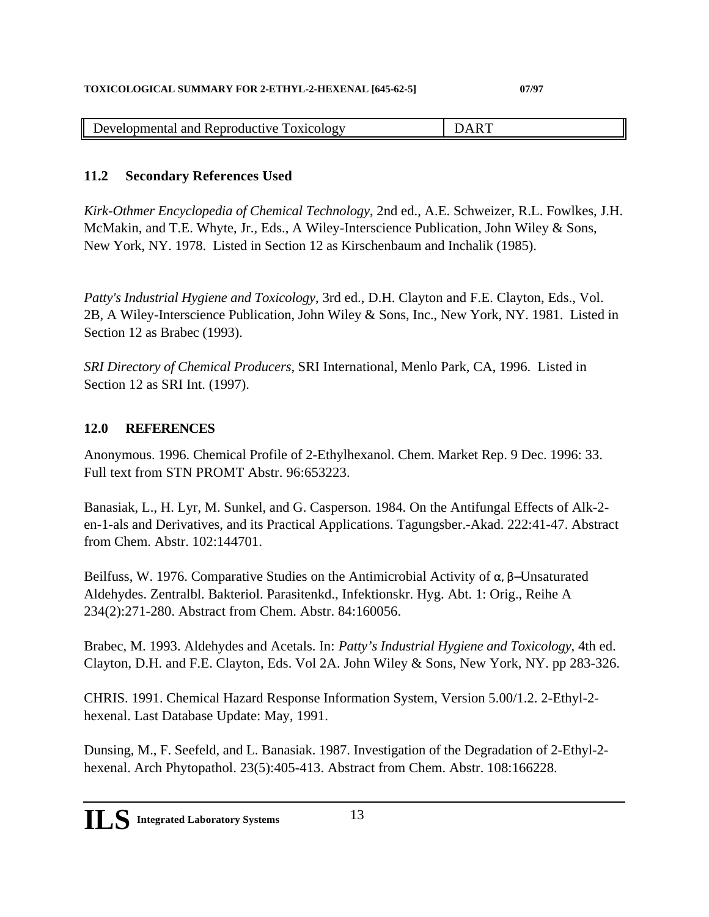| Developmental and Reproductive Toxicology | DART |
|---|---|

### 11.2 Secondary References Used

*Kirk-Othmer Encyclopedia of Chemical Technology*, 2nd ed., A.E. Schweizer, R.L. Fowlkes, J.H. McMakin, and T.E. Whyte, Jr., Eds., A Wiley-Interscience Publication, John Wiley & Sons, New York, NY. 1978. Listed in Section 12 as Kirschenbaum and Inchalik (1985).

*Patty's Industrial Hygiene and Toxicology*, 3rd ed., D.H. Clayton and F.E. Clayton, Eds., Vol. 2B, A Wiley-Interscience Publication, John Wiley & Sons, Inc., New York, NY. 1981. Listed in Section 12 as Brabec (1993).

*SRI Directory of Chemical Producers*, SRI International, Menlo Park, CA, 1996. Listed in Section 12 as SRI Int. (1997).

## 12.0 REFERENCES

Anonymous. 1996. Chemical Profile of 2-Ethylhexanol. Chem. Market Rep. 9 Dec. 1996: 33. Full text from STN PROMT Abstr. 96:653223.

Banasiak, L., H. Lyr, M. Sunkel, and G. Casperson. 1984. On the Antifungal Effects of Alk-2-en-1-als and Derivatives, and its Practical Applications. Tagungsber.-Akad. 222:41-47. Abstract from Chem. Abstr. 102:144701.

Beilfuss, W. 1976. Comparative Studies on the Antimicrobial Activity of α, β–Unsaturated Aldehydes. Zentralbl. Bakteriol. Parasitenkd., Infektionskr. Hyg. Abt. 1: Orig., Reihe A 234(2):271-280. Abstract from Chem. Abstr. 84:160056.

Brabec, M. 1993. Aldehydes and Acetals. In: *Patty's Industrial Hygiene and Toxicology*, 4th ed. Clayton, D.H. and F.E. Clayton, Eds. Vol 2A. John Wiley & Sons, New York, NY. pp 283-326.

CHRIS. 1991. Chemical Hazard Response Information System, Version 5.00/1.2. 2-Ethyl-2-hexenal. Last Database Update: May, 1991.

Dunsing, M., F. Seefeld, and L. Banasiak. 1987. Investigation of the Degradation of 2-Ethyl-2-hexenal. Arch Phytopathol. 23(5):405-413. Abstract from Chem. Abstr. 108:166228.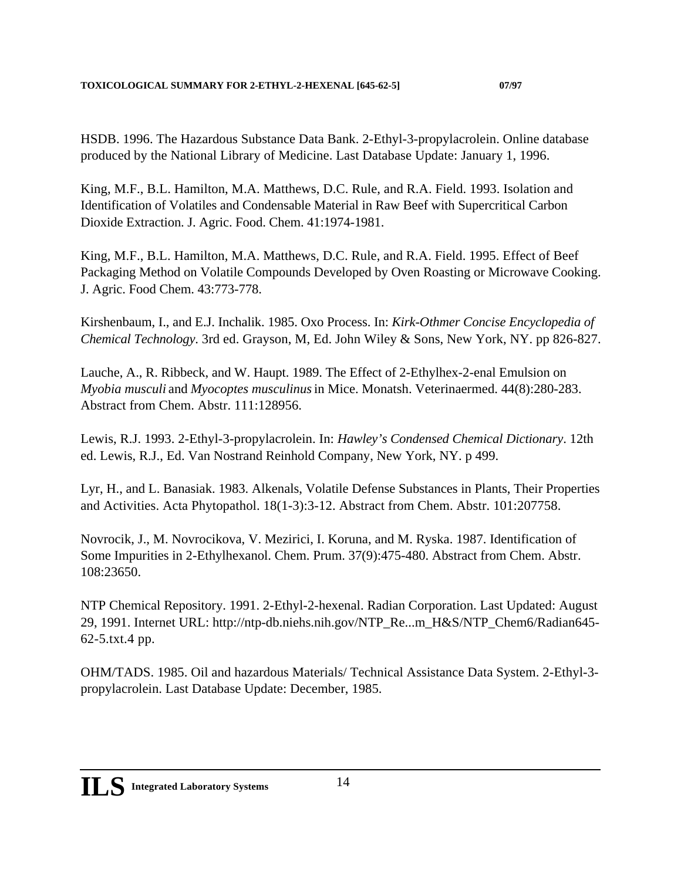HSDB. 1996. The Hazardous Substance Data Bank. 2-Ethyl-3-propylacrolein. Online database produced by the National Library of Medicine. Last Database Update: January 1, 1996.

King, M.F., B.L. Hamilton, M.A. Matthews, D.C. Rule, and R.A. Field. 1993. Isolation and Identification of Volatiles and Condensable Material in Raw Beef with Supercritical Carbon Dioxide Extraction. J. Agric. Food. Chem. 41:1974-1981.

King, M.F., B.L. Hamilton, M.A. Matthews, D.C. Rule, and R.A. Field. 1995. Effect of Beef Packaging Method on Volatile Compounds Developed by Oven Roasting or Microwave Cooking. J. Agric. Food Chem. 43:773-778.

Kirshenbaum, I., and E.J. Inchalik. 1985. Oxo Process. In: *Kirk-Othmer Concise Encyclopedia of Chemical Technology*. 3rd ed. Grayson, M, Ed. John Wiley & Sons, New York, NY. pp 826-827.

Lauche, A., R. Ribbeck, and W. Haupt. 1989. The Effect of 2-Ethylhex-2-enal Emulsion on *Myobia musculi* and *Myocoptes musculinus* in Mice. Monatsh. Veterinaermed. 44(8):280-283. Abstract from Chem. Abstr. 111:128956.

Lewis, R.J. 1993. 2-Ethyl-3-propylacrolein. In: *Hawley's Condensed Chemical Dictionary*. 12th ed. Lewis, R.J., Ed. Van Nostrand Reinhold Company, New York, NY. p 499.

Lyr, H., and L. Banasiak. 1983. Alkenals, Volatile Defense Substances in Plants, Their Properties and Activities. Acta Phytopathol. 18(1-3):3-12. Abstract from Chem. Abstr. 101:207758.

Novrocik, J., M. Novrocikova, V. Mezirici, I. Koruna, and M. Ryska. 1987. Identification of Some Impurities in 2-Ethylhexanol. Chem. Prum. 37(9):475-480. Abstract from Chem. Abstr. 108:23650.

NTP Chemical Repository. 1991. 2-Ethyl-2-hexenal. Radian Corporation. Last Updated: August 29, 1991. Internet URL: http://ntp-db.niehs.nih.gov/NTP_Re...m_H&S/NTP_Chem6/Radian645-62-5.txt.4 pp.

OHM/TADS. 1985. Oil and hazardous Materials/ Technical Assistance Data System. 2-Ethyl-3-propylacrolein. Last Database Update: December, 1985.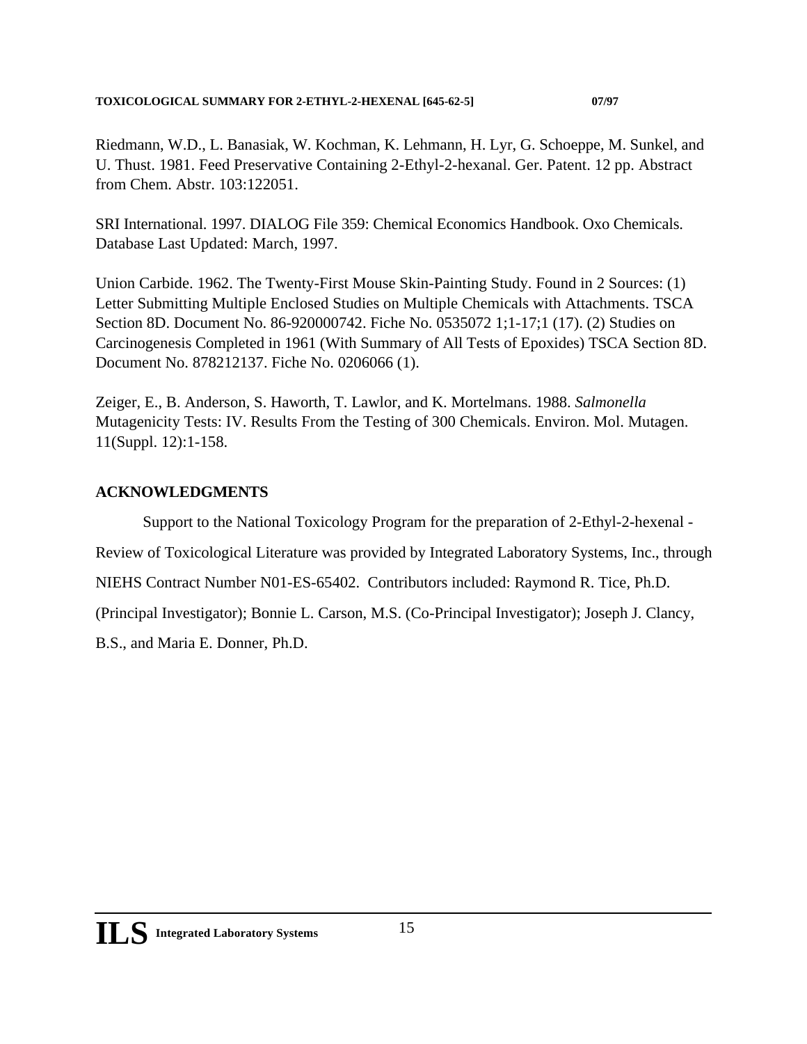Riedmann, W.D., L. Banasiak, W. Kochman, K. Lehmann, H. Lyr, G. Schoeppe, M. Sunkel, and U. Thust. 1981. Feed Preservative Containing 2-Ethyl-2-hexanal. Ger. Patent. 12 pp. Abstract from Chem. Abstr. 103:122051.

SRI International. 1997. DIALOG File 359: Chemical Economics Handbook. Oxo Chemicals. Database Last Updated: March, 1997.

Union Carbide. 1962. The Twenty-First Mouse Skin-Painting Study. Found in 2 Sources: (1) Letter Submitting Multiple Enclosed Studies on Multiple Chemicals with Attachments. TSCA Section 8D. Document No. 86-920000742. Fiche No. 0535072 1;1-17;1 (17). (2) Studies on Carcinogenesis Completed in 1961 (With Summary of All Tests of Epoxides) TSCA Section 8D. Document No. 878212137. Fiche No. 0206066 (1).

Zeiger, E., B. Anderson, S. Haworth, T. Lawlor, and K. Mortelmans. 1988. *Salmonella* Mutagenicity Tests: IV. Results From the Testing of 300 Chemicals. Environ. Mol. Mutagen. 11(Suppl. 12):1-158.

## ACKNOWLEDGMENTS

Support to the National Toxicology Program for the preparation of 2-Ethyl-2-hexenal - Review of Toxicological Literature was provided by Integrated Laboratory Systems, Inc., through NIEHS Contract Number N01-ES-65402. Contributors included: Raymond R. Tice, Ph.D. (Principal Investigator); Bonnie L. Carson, M.S. (Co-Principal Investigator); Joseph J. Clancy, B.S., and Maria E. Donner, Ph.D.